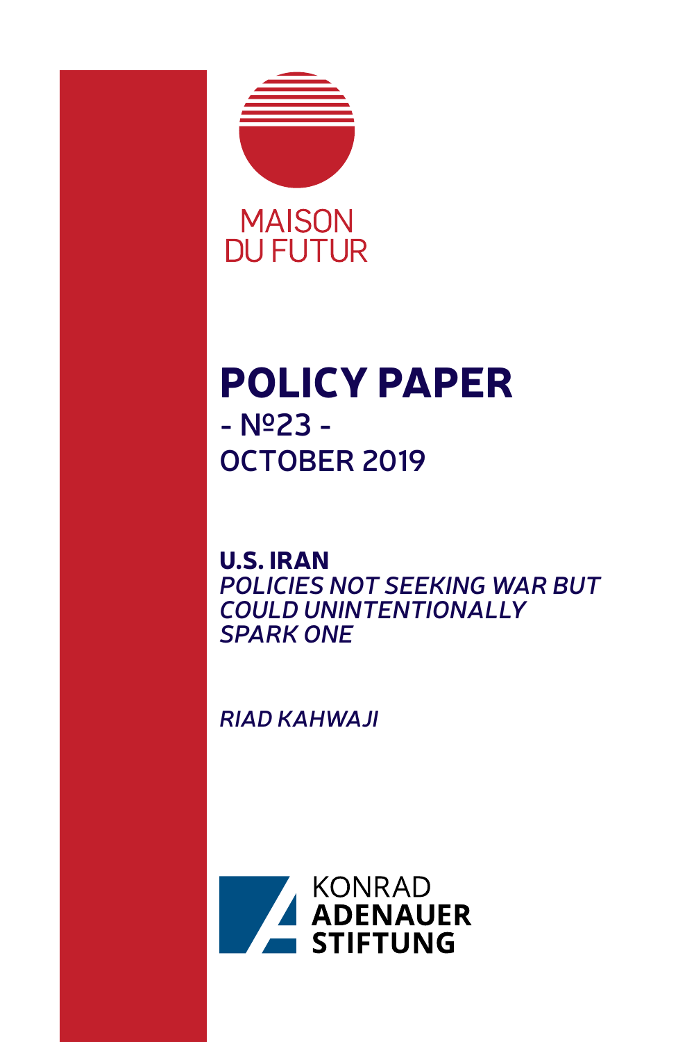MAISON DU FUTUR

# POLICY PAPER

- №23 -

OCTOBER 2019

## U.S. IRAN

*POLICIES NOT SEEKING WAR BUT COULD UNINTENTIONALLY SPARK ONE*

*RIAD KAHWAJI*

KONRAD **ADENAUER STIFTUNG**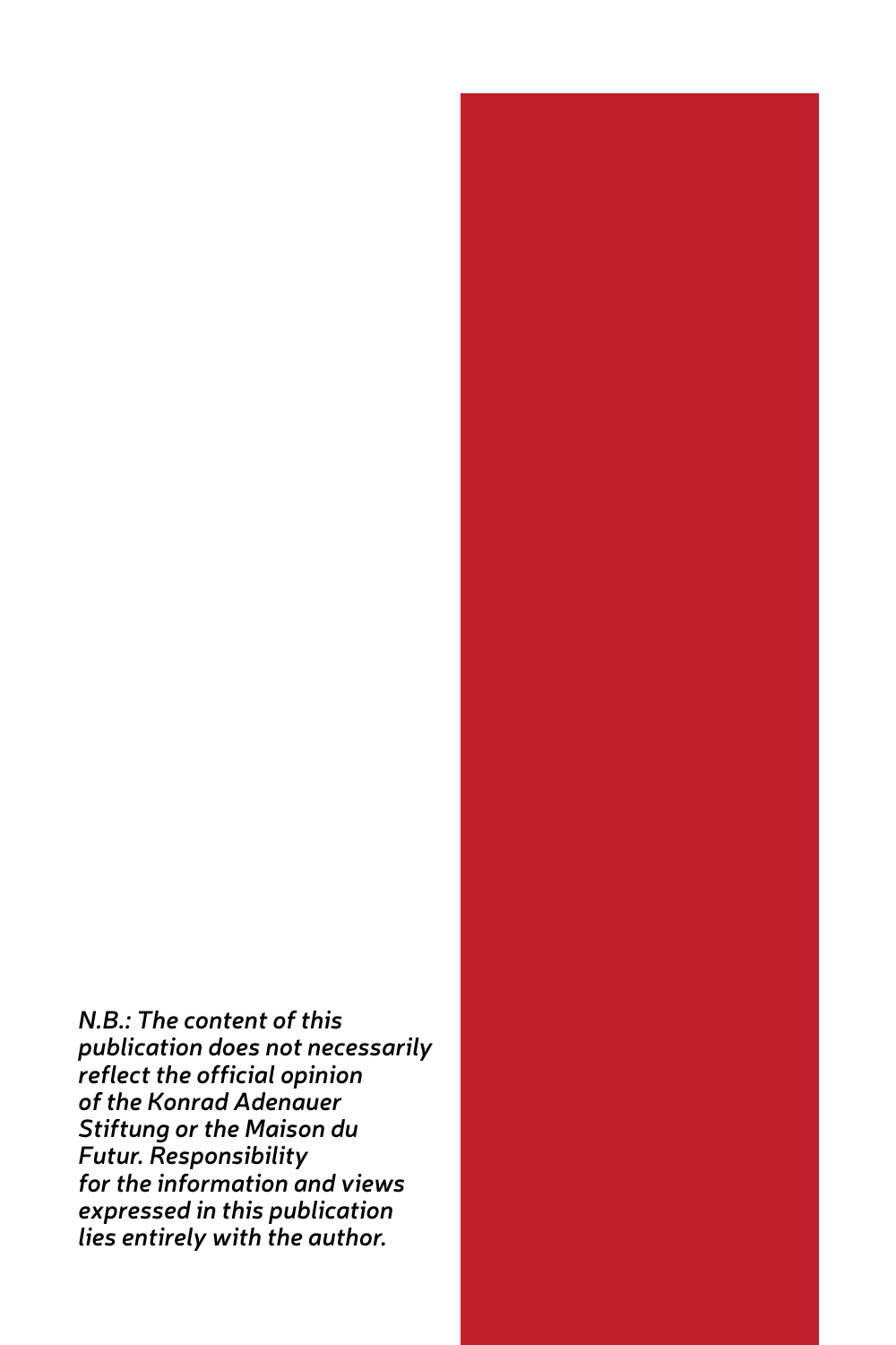*N.B.: The content of this publication does not necessarily reflect the official opinion of the Konrad Adenauer Stiftung or the Maison du Futur. Responsibility for the information and views expressed in this publication lies entirely with the author.*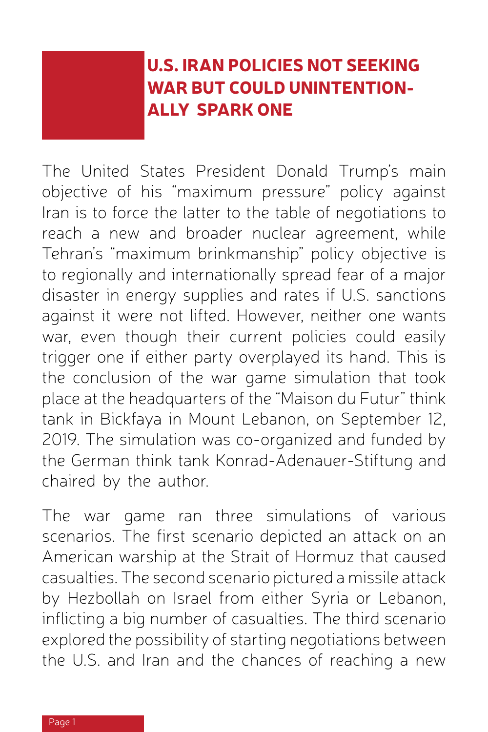# U.S. IRAN POLICIES NOT SEEKING WAR BUT COULD UNINTENTIONALLY SPARK ONE

The United States President Donald Trump's main objective of his "maximum pressure" policy against Iran is to force the latter to the table of negotiations to reach a new and broader nuclear agreement, while Tehran's "maximum brinkmanship" policy objective is to regionally and internationally spread fear of a major disaster in energy supplies and rates if U.S. sanctions against it were not lifted. However, neither one wants war, even though their current policies could easily trigger one if either party overplayed its hand. This is the conclusion of the war game simulation that took place at the headquarters of the "Maison du Futur" think tank in Bickfaya in Mount Lebanon, on September 12, 2019. The simulation was co-organized and funded by the German think tank Konrad-Adenauer-Stiftung and chaired by the author.

The war game ran three simulations of various scenarios. The first scenario depicted an attack on an American warship at the Strait of Hormuz that caused casualties. The second scenario pictured a missile attack by Hezbollah on Israel from either Syria or Lebanon, inflicting a big number of casualties. The third scenario explored the possibility of starting negotiations between the U.S. and Iran and the chances of reaching a new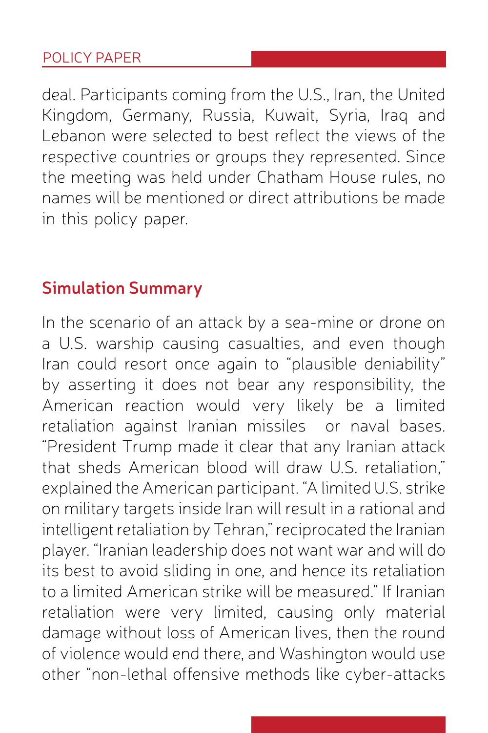deal. Participants coming from the U.S., Iran, the United Kingdom, Germany, Russia, Kuwait, Syria, Iraq and Lebanon were selected to best reflect the views of the respective countries or groups they represented. Since the meeting was held under Chatham House rules, no names will be mentioned or direct attributions be made in this policy paper.

## Simulation Summary

In the scenario of an attack by a sea-mine or drone on a U.S. warship causing casualties, and even though Iran could resort once again to "plausible deniability" by asserting it does not bear any responsibility, the American reaction would very likely be a limited retaliation against Iranian missiles or naval bases. "President Trump made it clear that any Iranian attack that sheds American blood will draw U.S. retaliation," explained the American participant. "A limited U.S. strike on military targets inside Iran will result in a rational and intelligent retaliation by Tehran," reciprocated the Iranian player. "Iranian leadership does not want war and will do its best to avoid sliding in one, and hence its retaliation to a limited American strike will be measured." If Iranian retaliation were very limited, causing only material damage without loss of American lives, then the round of violence would end there, and Washington would use other "non-lethal offensive methods like cyber-attacks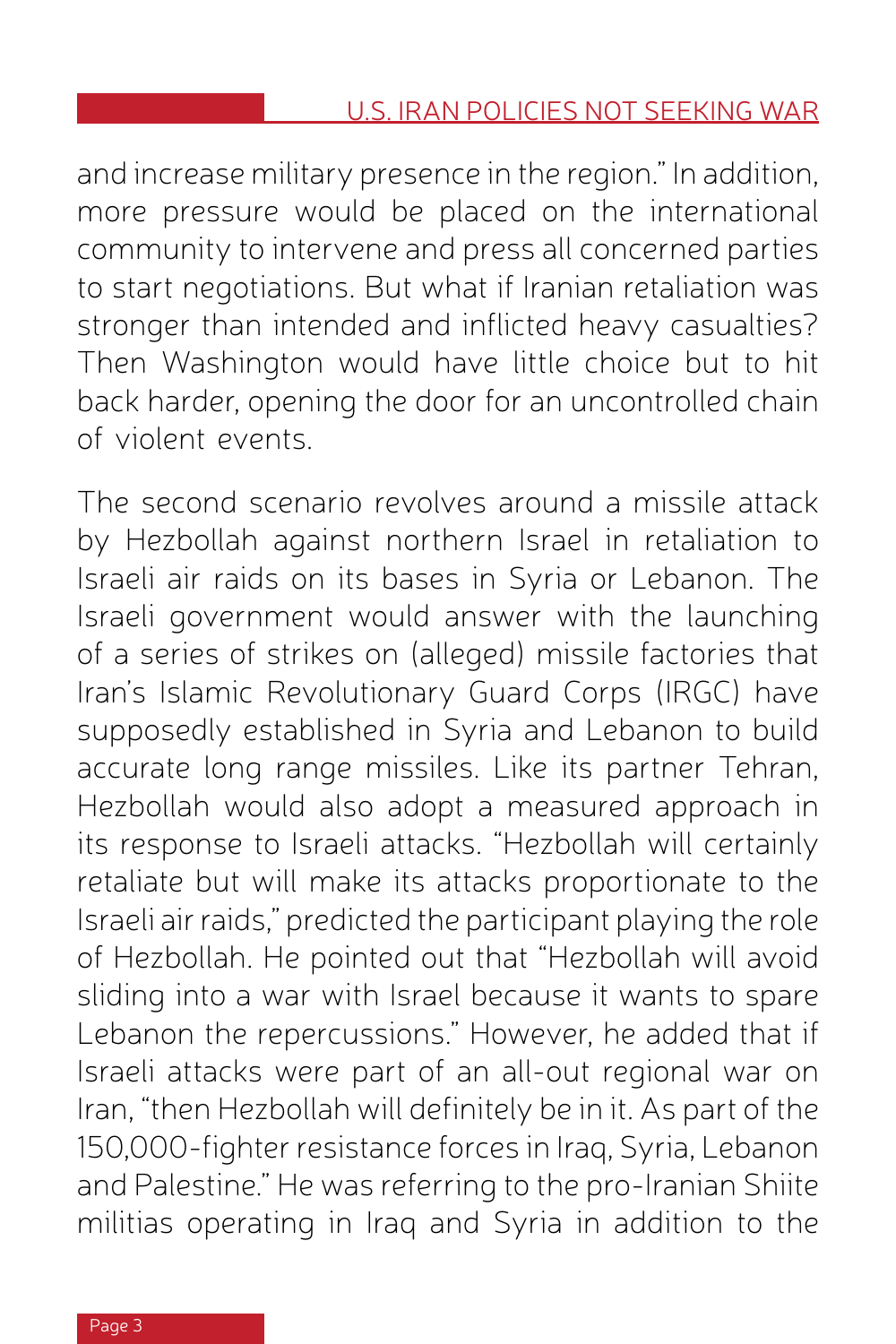and increase military presence in the region." In addition, more pressure would be placed on the international community to intervene and press all concerned parties to start negotiations. But what if Iranian retaliation was stronger than intended and inflicted heavy casualties? Then Washington would have little choice but to hit back harder, opening the door for an uncontrolled chain of violent events.

The second scenario revolves around a missile attack by Hezbollah against northern Israel in retaliation to Israeli air raids on its bases in Syria or Lebanon. The Israeli government would answer with the launching of a series of strikes on (alleged) missile factories that Iran's Islamic Revolutionary Guard Corps (IRGC) have supposedly established in Syria and Lebanon to build accurate long range missiles. Like its partner Tehran, Hezbollah would also adopt a measured approach in its response to Israeli attacks. "Hezbollah will certainly retaliate but will make its attacks proportionate to the Israeli air raids," predicted the participant playing the role of Hezbollah. He pointed out that "Hezbollah will avoid sliding into a war with Israel because it wants to spare Lebanon the repercussions." However, he added that if Israeli attacks were part of an all-out regional war on Iran, "then Hezbollah will definitely be in it. As part of the 150,000-fighter resistance forces in Iraq, Syria, Lebanon and Palestine." He was referring to the pro-Iranian Shiite militias operating in Iraq and Syria in addition to the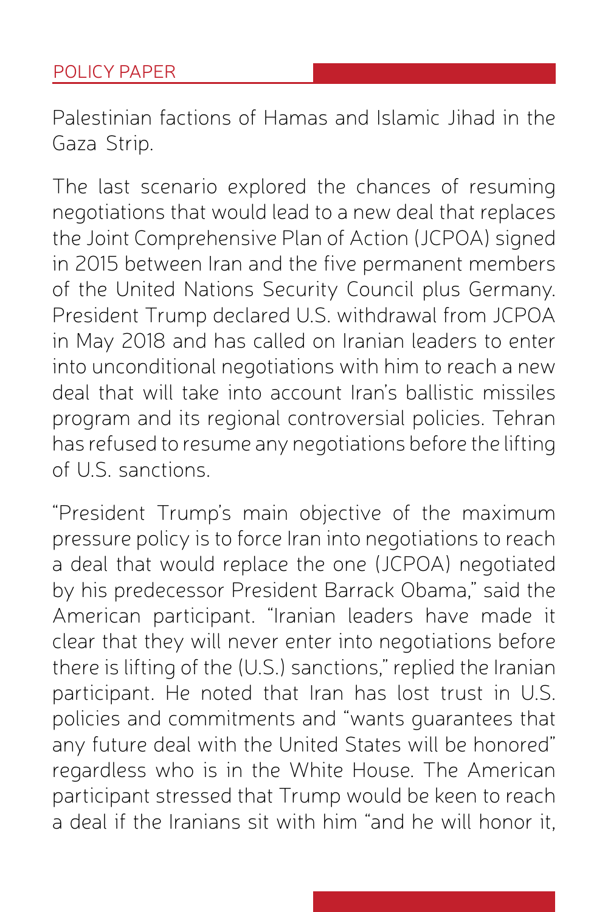Palestinian factions of Hamas and Islamic Jihad in the Gaza Strip.

The last scenario explored the chances of resuming negotiations that would lead to a new deal that replaces the Joint Comprehensive Plan of Action (JCPOA) signed in 2015 between Iran and the five permanent members of the United Nations Security Council plus Germany. President Trump declared U.S. withdrawal from JCPOA in May 2018 and has called on Iranian leaders to enter into unconditional negotiations with him to reach a new deal that will take into account Iran's ballistic missiles program and its regional controversial policies. Tehran has refused to resume any negotiations before the lifting of U.S. sanctions.

"President Trump's main objective of the maximum pressure policy is to force Iran into negotiations to reach a deal that would replace the one (JCPOA) negotiated by his predecessor President Barrack Obama," said the American participant. "Iranian leaders have made it clear that they will never enter into negotiations before there is lifting of the (U.S.) sanctions," replied the Iranian participant. He noted that Iran has lost trust in U.S. policies and commitments and "wants guarantees that any future deal with the United States will be honored" regardless who is in the White House. The American participant stressed that Trump would be keen to reach a deal if the Iranians sit with him "and he will honor it,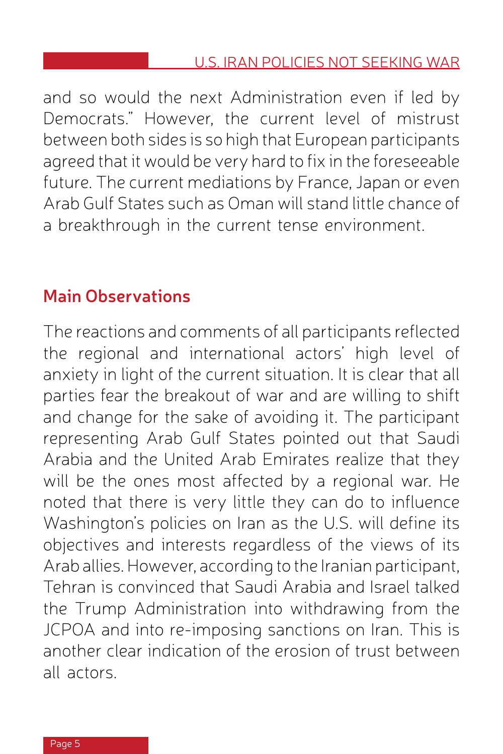and so would the next Administration even if led by Democrats." However, the current level of mistrust between both sides is so high that European participants agreed that it would be very hard to fix in the foreseeable future. The current mediations by France, Japan or even Arab Gulf States such as Oman will stand little chance of a breakthrough in the current tense environment.

## Main Observations

The reactions and comments of all participants reflected the regional and international actors' high level of anxiety in light of the current situation. It is clear that all parties fear the breakout of war and are willing to shift and change for the sake of avoiding it. The participant representing Arab Gulf States pointed out that Saudi Arabia and the United Arab Emirates realize that they will be the ones most affected by a regional war. He noted that there is very little they can do to influence Washington's policies on Iran as the U.S. will define its objectives and interests regardless of the views of its Arab allies. However, according to the Iranian participant, Tehran is convinced that Saudi Arabia and Israel talked the Trump Administration into withdrawing from the JCPOA and into re-imposing sanctions on Iran. This is another clear indication of the erosion of trust between all actors.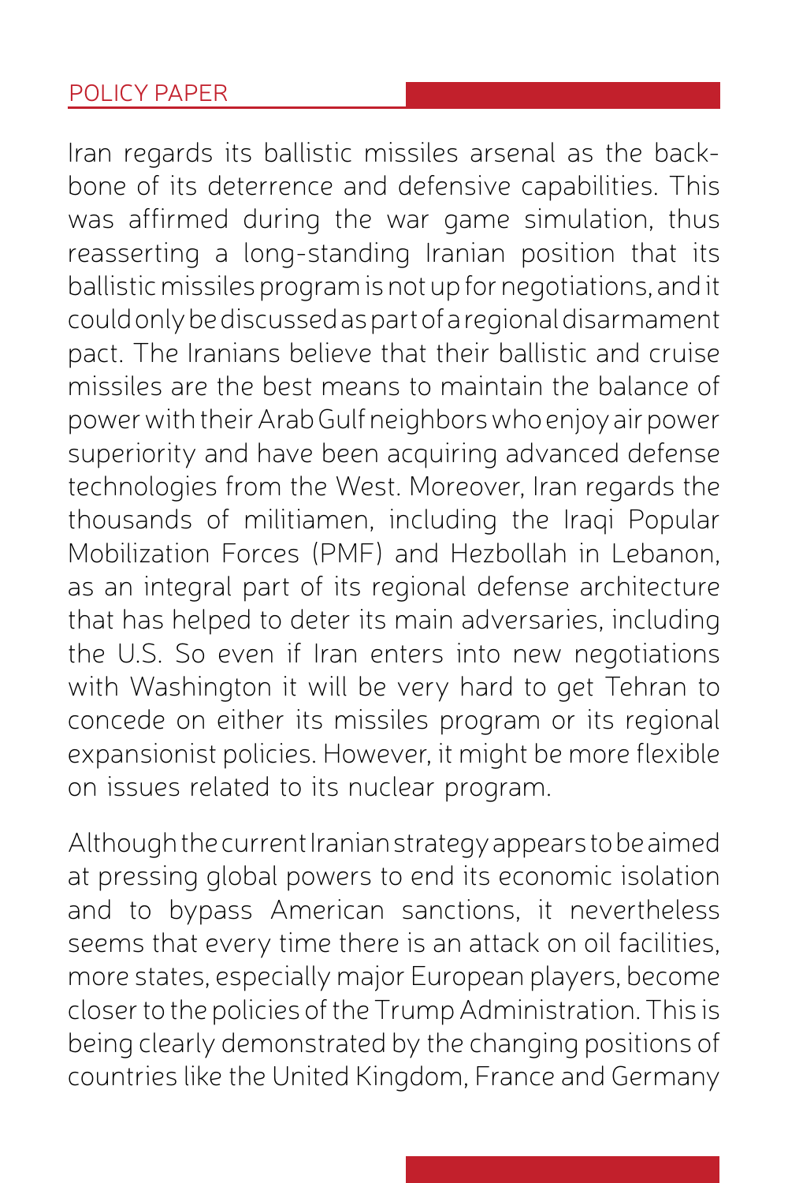Iran regards its ballistic missiles arsenal as the backbone of its deterrence and defensive capabilities. This was affirmed during the war game simulation, thus reasserting a long-standing Iranian position that its ballistic missiles program is not up for negotiations, and it could only be discussed as part of a regional disarmament pact. The Iranians believe that their ballistic and cruise missiles are the best means to maintain the balance of power with their Arab Gulf neighbors who enjoy air power superiority and have been acquiring advanced defense technologies from the West. Moreover, Iran regards the thousands of militiamen, including the Iraqi Popular Mobilization Forces (PMF) and Hezbollah in Lebanon, as an integral part of its regional defense architecture that has helped to deter its main adversaries, including the U.S. So even if Iran enters into new negotiations with Washington it will be very hard to get Tehran to concede on either its missiles program or its regional expansionist policies. However, it might be more flexible on issues related to its nuclear program.

Although the current Iranian strategy appears to be aimed at pressing global powers to end its economic isolation and to bypass American sanctions, it nevertheless seems that every time there is an attack on oil facilities, more states, especially major European players, become closer to the policies of the Trump Administration. This is being clearly demonstrated by the changing positions of countries like the United Kingdom, France and Germany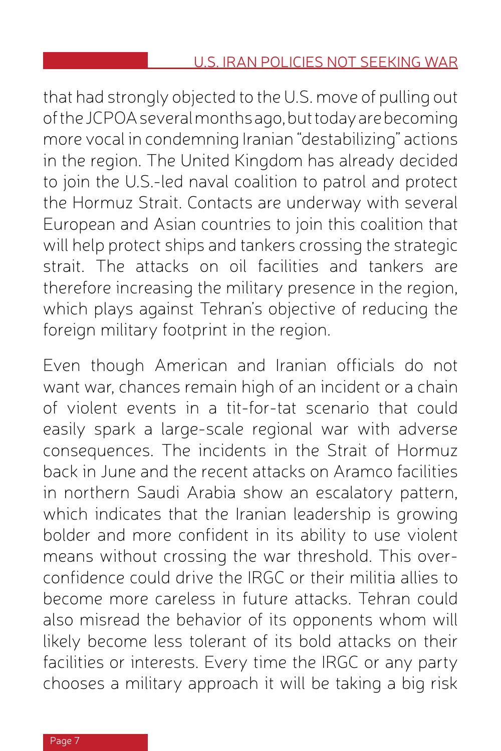that had strongly objected to the U.S. move of pulling out of the JCPOA several months ago, but today are becoming more vocal in condemning Iranian "destabilizing" actions in the region. The United Kingdom has already decided to join the U.S.-led naval coalition to patrol and protect the Hormuz Strait. Contacts are underway with several European and Asian countries to join this coalition that will help protect ships and tankers crossing the strategic strait. The attacks on oil facilities and tankers are therefore increasing the military presence in the region, which plays against Tehran's objective of reducing the foreign military footprint in the region.

Even though American and Iranian officials do not want war, chances remain high of an incident or a chain of violent events in a tit-for-tat scenario that could easily spark a large-scale regional war with adverse consequences. The incidents in the Strait of Hormuz back in June and the recent attacks on Aramco facilities in northern Saudi Arabia show an escalatory pattern, which indicates that the Iranian leadership is growing bolder and more confident in its ability to use violent means without crossing the war threshold. This over-confidence could drive the IRGC or their militia allies to become more careless in future attacks. Tehran could also misread the behavior of its opponents whom will likely become less tolerant of its bold attacks on their facilities or interests. Every time the IRGC or any party chooses a military approach it will be taking a big risk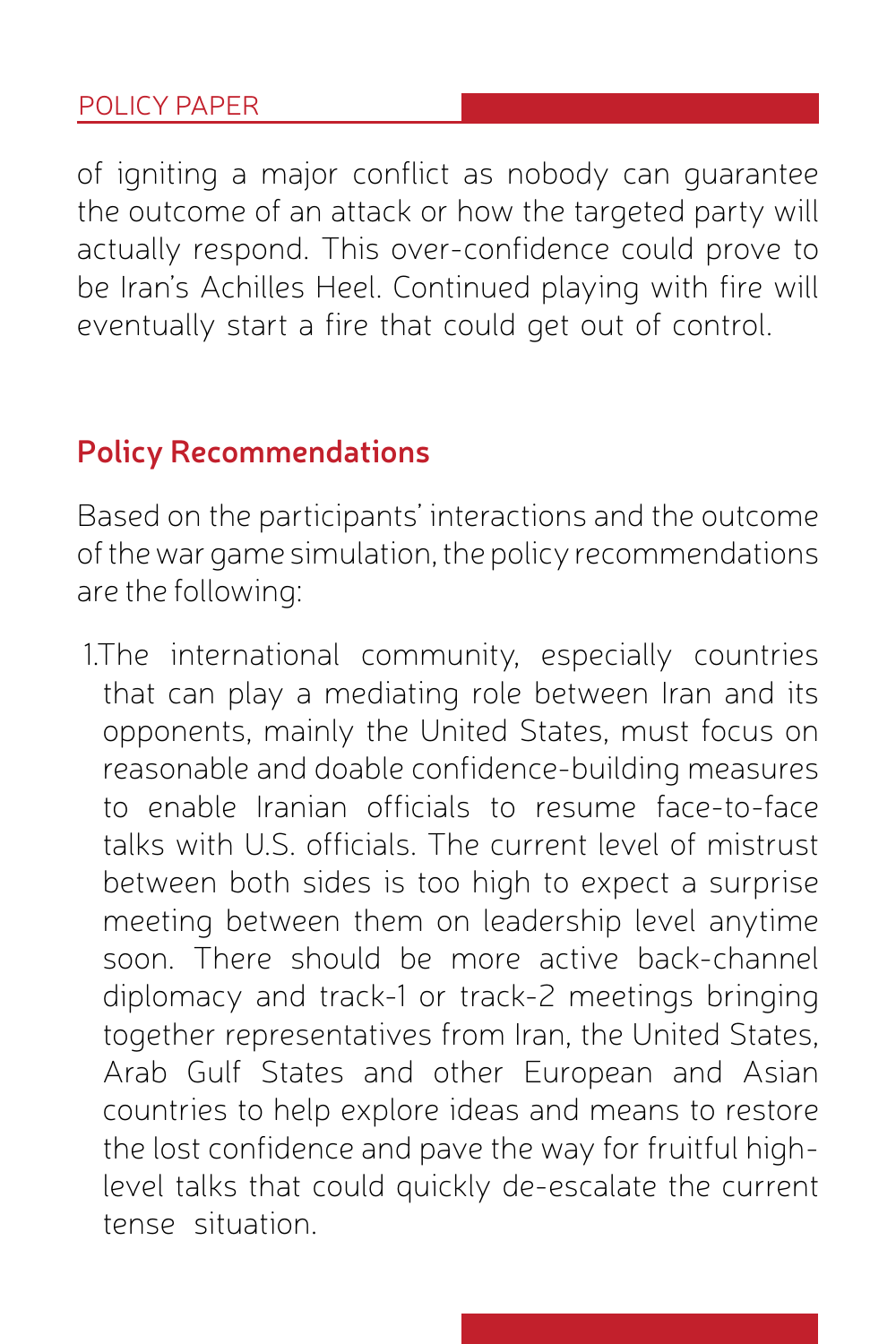of igniting a major conflict as nobody can guarantee the outcome of an attack or how the targeted party will actually respond. This over-confidence could prove to be Iran's Achilles Heel. Continued playing with fire will eventually start a fire that could get out of control.

## Policy Recommendations

Based on the participants' interactions and the outcome of the war game simulation, the policy recommendations are the following:

1. The international community, especially countries that can play a mediating role between Iran and its opponents, mainly the United States, must focus on reasonable and doable confidence-building measures to enable Iranian officials to resume face-to-face talks with U.S. officials. The current level of mistrust between both sides is too high to expect a surprise meeting between them on leadership level anytime soon. There should be more active back-channel diplomacy and track-1 or track-2 meetings bringing together representatives from Iran, the United States, Arab Gulf States and other European and Asian countries to help explore ideas and means to restore the lost confidence and pave the way for fruitful high-level talks that could quickly de-escalate the current tense situation.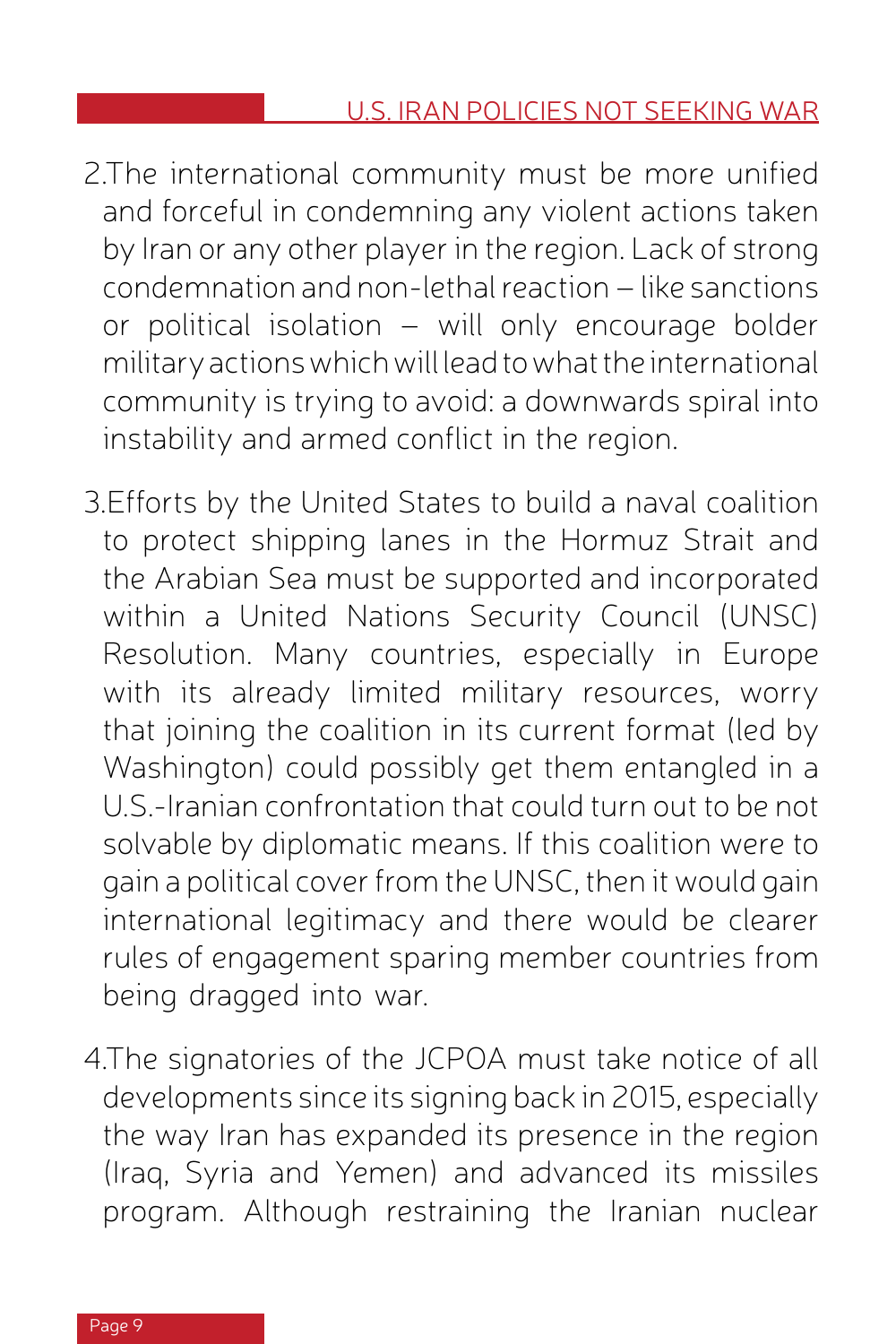2. The international community must be more unified and forceful in condemning any violent actions taken by Iran or any other player in the region. Lack of strong condemnation and non-lethal reaction – like sanctions or political isolation – will only encourage bolder military actions which will lead to what the international community is trying to avoid: a downwards spiral into instability and armed conflict in the region.

3. Efforts by the United States to build a naval coalition to protect shipping lanes in the Hormuz Strait and the Arabian Sea must be supported and incorporated within a United Nations Security Council (UNSC) Resolution. Many countries, especially in Europe with its already limited military resources, worry that joining the coalition in its current format (led by Washington) could possibly get them entangled in a U.S.-Iranian confrontation that could turn out to be not solvable by diplomatic means. If this coalition were to gain a political cover from the UNSC, then it would gain international legitimacy and there would be clearer rules of engagement sparing member countries from being dragged into war.

4. The signatories of the JCPOA must take notice of all developments since its signing back in 2015, especially the way Iran has expanded its presence in the region (Iraq, Syria and Yemen) and advanced its missiles program. Although restraining the Iranian nuclear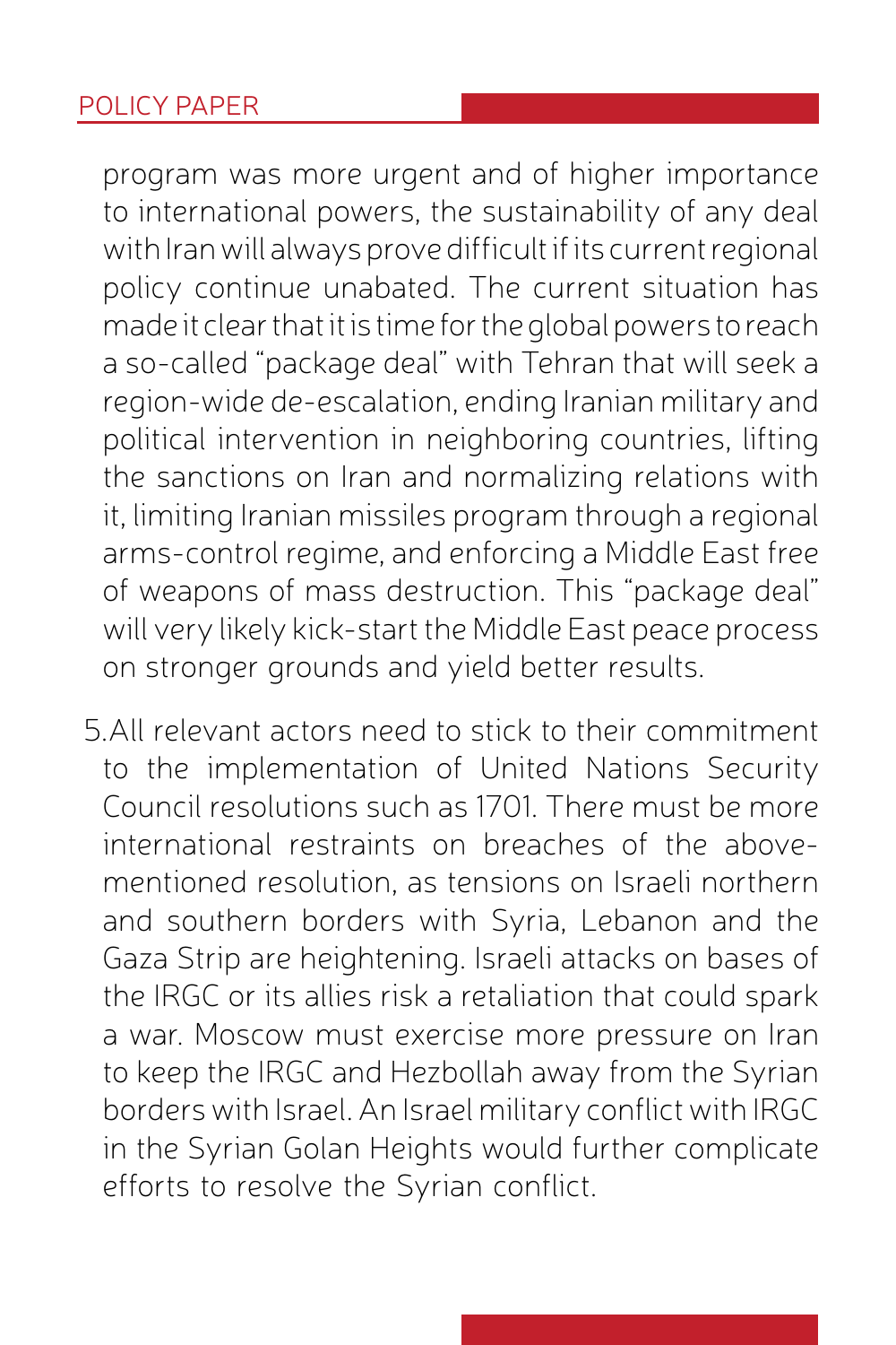program was more urgent and of higher importance to international powers, the sustainability of any deal with Iran will always prove difficult if its current regional policy continue unabated. The current situation has made it clear that it is time for the global powers to reach a so-called "package deal" with Tehran that will seek a region-wide de-escalation, ending Iranian military and political intervention in neighboring countries, lifting the sanctions on Iran and normalizing relations with it, limiting Iranian missiles program through a regional arms-control regime, and enforcing a Middle East free of weapons of mass destruction. This "package deal" will very likely kick-start the Middle East peace process on stronger grounds and yield better results.

5. All relevant actors need to stick to their commitment to the implementation of United Nations Security Council resolutions such as 1701. There must be more international restraints on breaches of the above-mentioned resolution, as tensions on Israeli northern and southern borders with Syria, Lebanon and the Gaza Strip are heightening. Israeli attacks on bases of the IRGC or its allies risk a retaliation that could spark a war. Moscow must exercise more pressure on Iran to keep the IRGC and Hezbollah away from the Syrian borders with Israel. An Israel military conflict with IRGC in the Syrian Golan Heights would further complicate efforts to resolve the Syrian conflict.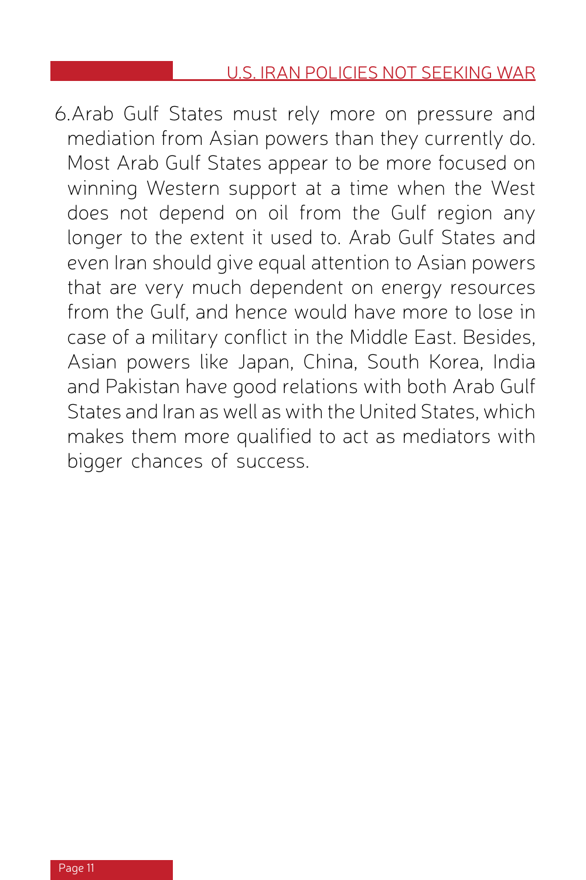6. Arab Gulf States must rely more on pressure and mediation from Asian powers than they currently do. Most Arab Gulf States appear to be more focused on winning Western support at a time when the West does not depend on oil from the Gulf region any longer to the extent it used to. Arab Gulf States and even Iran should give equal attention to Asian powers that are very much dependent on energy resources from the Gulf, and hence would have more to lose in case of a military conflict in the Middle East. Besides, Asian powers like Japan, China, South Korea, India and Pakistan have good relations with both Arab Gulf States and Iran as well as with the United States, which makes them more qualified to act as mediators with bigger chances of success.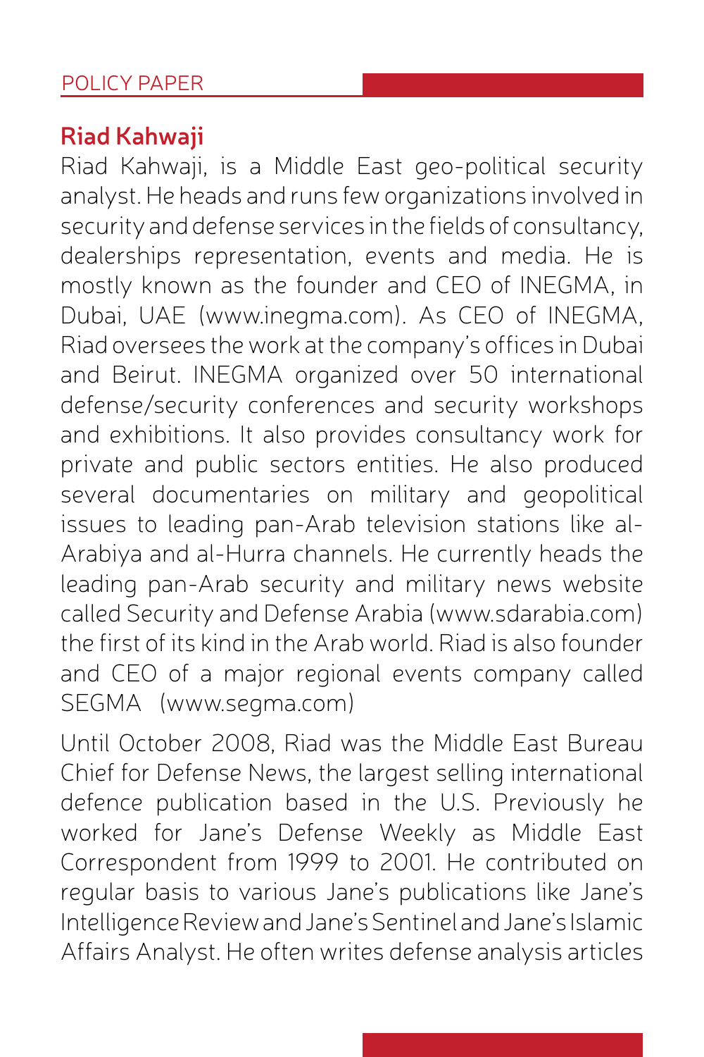## Riad Kahwaji

Riad Kahwaji, is a Middle East geo-political security analyst. He heads and runs few organizations involved in security and defense services in the fields of consultancy, dealerships representation, events and media. He is mostly known as the founder and CEO of INEGMA, in Dubai, UAE (www.inegma.com). As CEO of INEGMA, Riad oversees the work at the company's offices in Dubai and Beirut. INEGMA organized over 50 international defense/security conferences and security workshops and exhibitions. It also provides consultancy work for private and public sectors entities. He also produced several documentaries on military and geopolitical issues to leading pan-Arab television stations like al-Arabiya and al-Hurra channels. He currently heads the leading pan-Arab security and military news website called Security and Defense Arabia (www.sdarabia.com) the first of its kind in the Arab world. Riad is also founder and CEO of a major regional events company called SEGMA (www.segma.com)

Until October 2008, Riad was the Middle East Bureau Chief for Defense News, the largest selling international defence publication based in the U.S. Previously he worked for Jane's Defense Weekly as Middle East Correspondent from 1999 to 2001. He contributed on regular basis to various Jane's publications like Jane's Intelligence Review and Jane's Sentinel and Jane's Islamic Affairs Analyst. He often writes defense analysis articles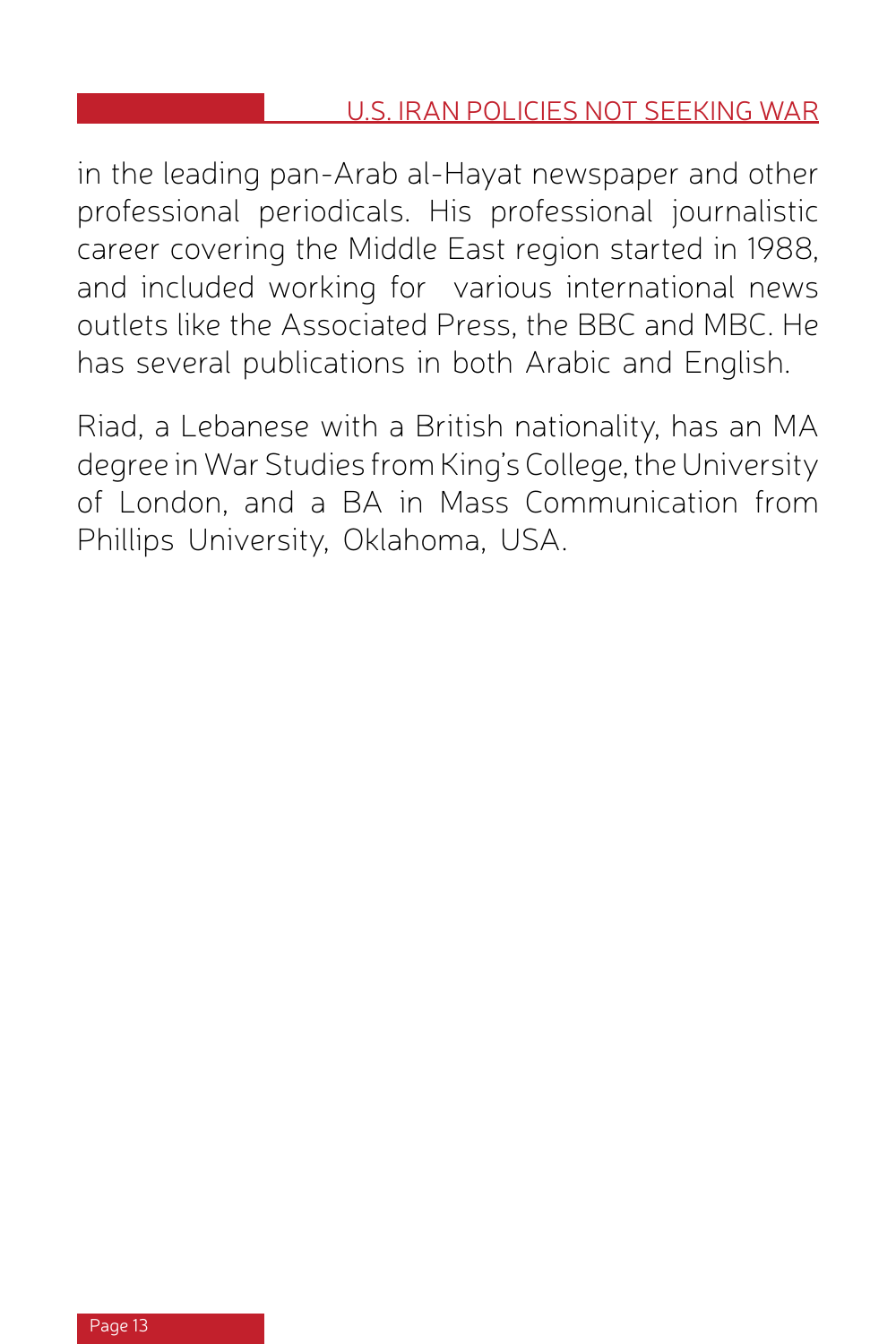in the leading pan-Arab al-Hayat newspaper and other professional periodicals. His professional journalistic career covering the Middle East region started in 1988, and included working for various international news outlets like the Associated Press, the BBC and MBC. He has several publications in both Arabic and English.

Riad, a Lebanese with a British nationality, has an MA degree in War Studies from King's College, the University of London, and a BA in Mass Communication from Phillips University, Oklahoma, USA.